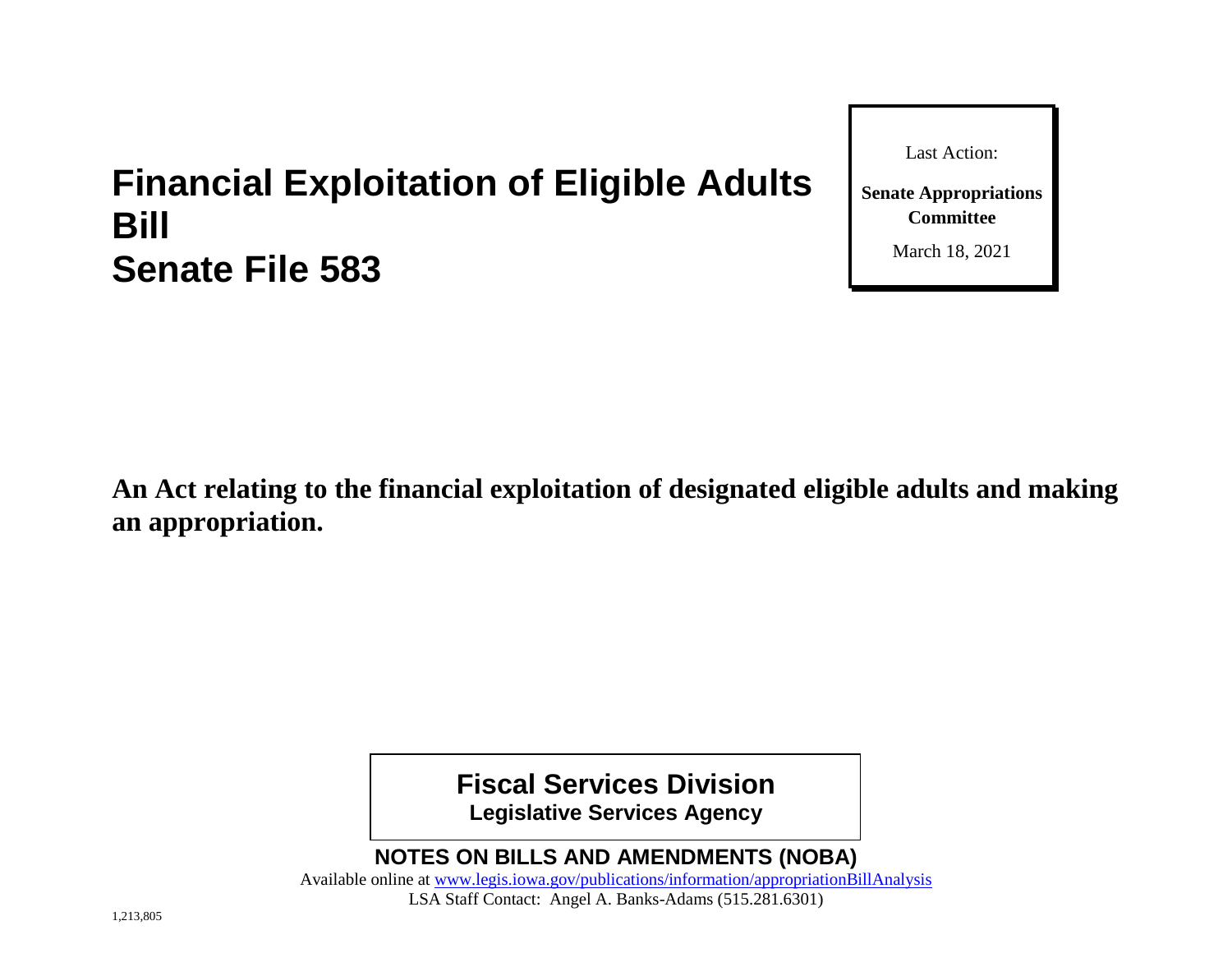# Financial Exploitation of Eligible Adults Bill
# Senate File 583

Last Action:

**Senate Appropriations Committee**

March 18, 2021

**An Act relating to the financial exploitation of designated eligible adults and making an appropriation.**

## Fiscal Services Division
**Legislative Services Agency**

**NOTES ON BILLS AND AMENDMENTS (NOBA)**

Available online at www.legis.iowa.gov/publications/information/appropriationBillAnalysis

LSA Staff Contact: Angel A. Banks-Adams (515.281.6301)

1,213,805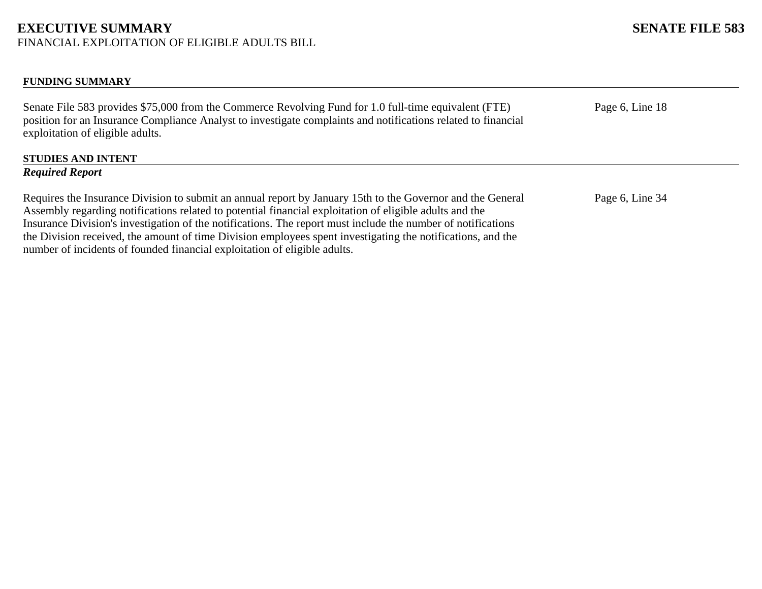# EXECUTIVE SUMMARY

FINANCIAL EXPLOITATION OF ELIGIBLE ADULTS BILL

# SENATE FILE 583

## FUNDING SUMMARY

| | |
|---|---|
| Senate File 583 provides $75,000 from the Commerce Revolving Fund for 1.0 full-time equivalent (FTE) position for an Insurance Compliance Analyst to investigate complaints and notifications related to financial exploitation of eligible adults. | Page 6, Line 18 |

## STUDIES AND INTENT

***Required Report***

| | |
|---|---|
| Requires the Insurance Division to submit an annual report by January 15th to the Governor and the General Assembly regarding notifications related to potential financial exploitation of eligible adults and the Insurance Division's investigation of the notifications. The report must include the number of notifications the Division received, the amount of time Division employees spent investigating the notifications, and the number of incidents of founded financial exploitation of eligible adults. | Page 6, Line 34 |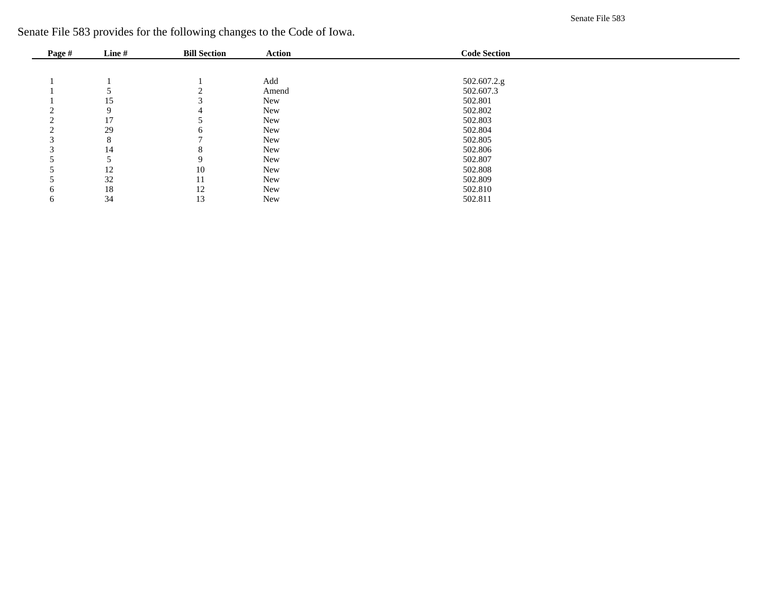Senate File 583 provides for the following changes to the Code of Iowa.

| Page # | Line # | Bill Section | Action | Code Section |
|---|---|---|---|---|
| 1 | 1 | 1 | Add | 502.607.2.g |
| 1 | 5 | 2 | Amend | 502.607.3 |
| 1 | 15 | 3 | New | 502.801 |
| 2 | 9 | 4 | New | 502.802 |
| 2 | 17 | 5 | New | 502.803 |
| 2 | 29 | 6 | New | 502.804 |
| 3 | 8 | 7 | New | 502.805 |
| 3 | 14 | 8 | New | 502.806 |
| 5 | 5 | 9 | New | 502.807 |
| 5 | 12 | 10 | New | 502.808 |
| 5 | 32 | 11 | New | 502.809 |
| 6 | 18 | 12 | New | 502.810 |
| 6 | 34 | 13 | New | 502.811 |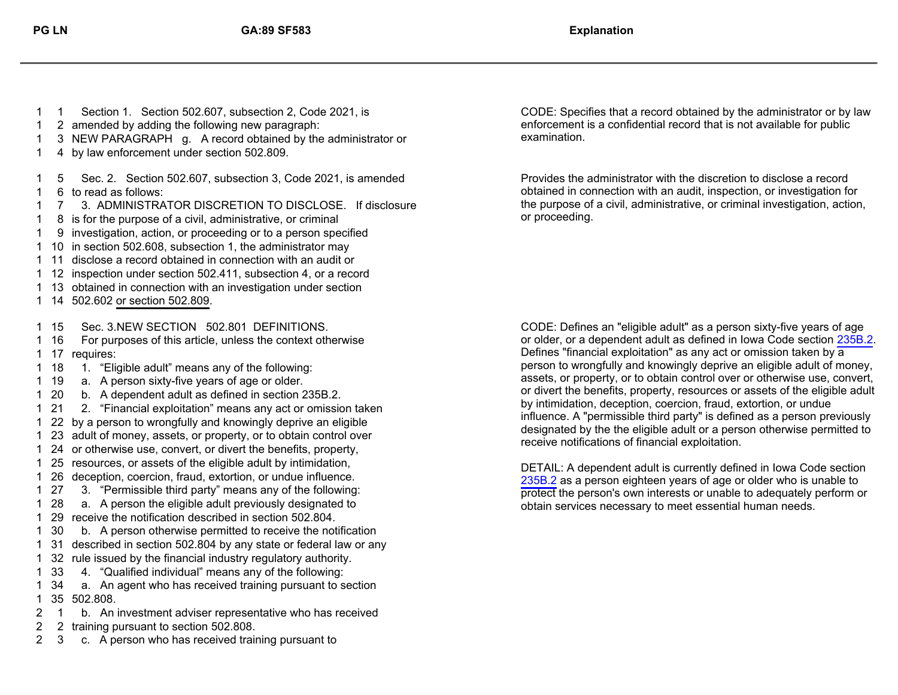| PG LN | GA:89 SF583 | Explanation |
|---|---|---|
| 1 1 | Section 1. Section 502.607, subsection 2, Code 2021, is | CODE: Specifies that a record obtained by the administrator or by law enforcement is a confidential record that is not available for public examination. |
| 1 2 | amended by adding the following new paragraph: | |
| 1 3 | NEW PARAGRAPH g. A record obtained by the administrator or | |
| 1 4 | by law enforcement under section 502.809. | |
| 1 5 | Sec. 2. Section 502.607, subsection 3, Code 2021, is amended | Provides the administrator with the discretion to disclose a record obtained in connection with an audit, inspection, or investigation for the purpose of a civil, administrative, or criminal investigation, action, or proceeding. |
| 1 6 | to read as follows: | |
| 1 7 | 3. ADMINISTRATOR DISCRETION TO DISCLOSE. If disclosure | |
| 1 8 | is for the purpose of a civil, administrative, or criminal | |
| 1 9 | investigation, action, or proceeding or to a person specified | |
| 1 10 | in section 502.608, subsection 1, the administrator may | |
| 1 11 | disclose a record obtained in connection with an audit or | |
| 1 12 | inspection under section 502.411, subsection 4, or a record | |
| 1 13 | obtained in connection with an investigation under section | |
| 1 14 | 502.602 <u>or section 502.809</u>. | |
| 1 15 | Sec. 3.NEW SECTION 502.801 DEFINITIONS. | CODE: Defines an "eligible adult" as a person sixty-five years of age or older, or a dependent adult as defined in Iowa Code section 235B.2. Defines "financial exploitation" as any act or omission taken by a person to wrongfully and knowingly deprive an eligible adult of money, assets, or property, or to obtain control over or otherwise use, convert, or divert the benefits, property, resources or assets of the eligible adult by intimidation, deception, coercion, fraud, extortion, or undue influence. A "permissible third party" is defined as a person previously designated by the the eligible adult or a person otherwise permitted to receive notifications of financial exploitation. |
| 1 16 | For purposes of this article, unless the context otherwise | |
| 1 17 | requires: | |
| 1 18 | 1. "Eligible adult" means any of the following: | |
| 1 19 | a. A person sixty-five years of age or older. | |
| 1 20 | b. A dependent adult as defined in section 235B.2. | |
| 1 21 | 2. "Financial exploitation" means any act or omission taken | |
| 1 22 | by a person to wrongfully and knowingly deprive an eligible | |
| 1 23 | adult of money, assets, or property, or to obtain control over | |
| 1 24 | or otherwise use, convert, or divert the benefits, property, | |
| 1 25 | resources, or assets of the eligible adult by intimidation, | |
| 1 26 | deception, coercion, fraud, extortion, or undue influence. | DETAIL: A dependent adult is currently defined in Iowa Code section 235B.2 as a person eighteen years of age or older who is unable to protect the person's own interests or unable to adequately perform or obtain services necessary to meet essential human needs. |
| 1 27 | 3. "Permissible third party" means any of the following: | |
| 1 28 | a. A person the eligible adult previously designated to | |
| 1 29 | receive the notification described in section 502.804. | |
| 1 30 | b. A person otherwise permitted to receive the notification | |
| 1 31 | described in section 502.804 by any state or federal law or any | |
| 1 32 | rule issued by the financial industry regulatory authority. | |
| 1 33 | 4. "Qualified individual" means any of the following: | |
| 1 34 | a. An agent who has received training pursuant to section | |
| 1 35 | 502.808. | |
| 2 1 | b. An investment adviser representative who has received | |
| 2 2 | training pursuant to section 502.808. | |
| 2 3 | c. A person who has received training pursuant to | |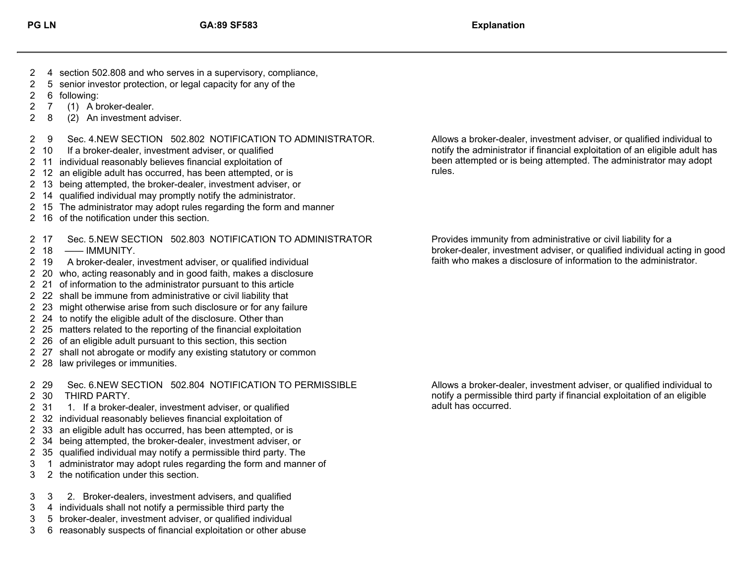| PG LN | GA:89 SF583 | Explanation |
|---|---|---|
| 2 4 | section 502.808 and who serves in a supervisory, compliance, | |
| 2 5 | senior investor protection, or legal capacity for any of the | |
| 2 6 | following: | |
| 2 7 | (1) A broker-dealer. | |
| 2 8 | (2) An investment adviser. | |
| 2 9 | Sec. 4.NEW SECTION 502.802 NOTIFICATION TO ADMINISTRATOR. | Allows a broker-dealer, investment adviser, or qualified individual to notify the administrator if financial exploitation of an eligible adult has been attempted or is being attempted. The administrator may adopt rules. |
| 2 10 | If a broker-dealer, investment adviser, or qualified | |
| 2 11 | individual reasonably believes financial exploitation of | |
| 2 12 | an eligible adult has occurred, has been attempted, or is | |
| 2 13 | being attempted, the broker-dealer, investment adviser, or | |
| 2 14 | qualified individual may promptly notify the administrator. | |
| 2 15 | The administrator may adopt rules regarding the form and manner | |
| 2 16 | of the notification under this section. | |
| 2 17 | Sec. 5.NEW SECTION 502.803 NOTIFICATION TO ADMINISTRATOR | Provides immunity from administrative or civil liability for a broker-dealer, investment adviser, or qualified individual acting in good faith who makes a disclosure of information to the administrator. |
| 2 18 | —— IMMUNITY. | |
| 2 19 | A broker-dealer, investment adviser, or qualified individual | |
| 2 20 | who, acting reasonably and in good faith, makes a disclosure | |
| 2 21 | of information to the administrator pursuant to this article | |
| 2 22 | shall be immune from administrative or civil liability that | |
| 2 23 | might otherwise arise from such disclosure or for any failure | |
| 2 24 | to notify the eligible adult of the disclosure. Other than | |
| 2 25 | matters related to the reporting of the financial exploitation | |
| 2 26 | of an eligible adult pursuant to this section, this section | |
| 2 27 | shall not abrogate or modify any existing statutory or common | |
| 2 28 | law privileges or immunities. | |
| 2 29 | Sec. 6.NEW SECTION 502.804 NOTIFICATION TO PERMISSIBLE | Allows a broker-dealer, investment adviser, or qualified individual to notify a permissible third party if financial exploitation of an eligible adult has occurred. |
| 2 30 | THIRD PARTY. | |
| 2 31 | 1. If a broker-dealer, investment adviser, or qualified | |
| 2 32 | individual reasonably believes financial exploitation of | |
| 2 33 | an eligible adult has occurred, has been attempted, or is | |
| 2 34 | being attempted, the broker-dealer, investment adviser, or | |
| 2 35 | qualified individual may notify a permissible third party. The | |
| 3 1 | administrator may adopt rules regarding the form and manner of | |
| 3 2 | the notification under this section. | |
| 3 3 | 2. Broker-dealers, investment advisers, and qualified | |
| 3 4 | individuals shall not notify a permissible third party the | |
| 3 5 | broker-dealer, investment adviser, or qualified individual | |
| 3 6 | reasonably suspects of financial exploitation or other abuse | |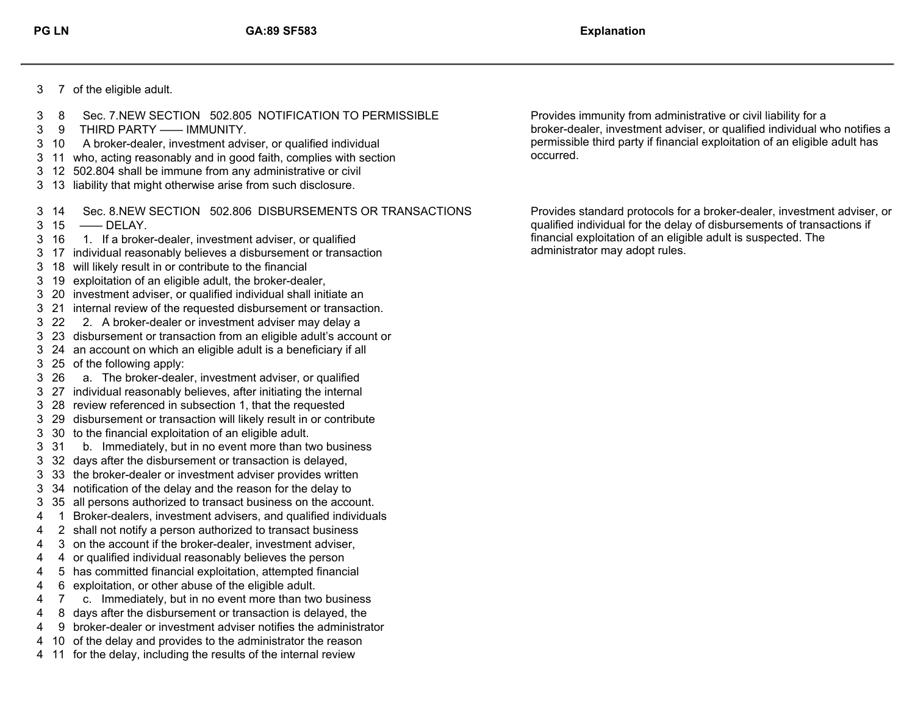| PG LN | GA:89 SF583 | Explanation |
|---|---|---|
| 3 7 | of the eligible adult. | |
| 3 8 | Sec. 7.NEW SECTION 502.805 NOTIFICATION TO PERMISSIBLE | Provides immunity from administrative or civil liability for a broker-dealer, investment adviser, or qualified individual who notifies a permissible third party if financial exploitation of an eligible adult has occurred. |
| 3 9 | THIRD PARTY —— IMMUNITY. | |
| 3 10 | A broker-dealer, investment adviser, or qualified individual | |
| 3 11 | who, acting reasonably and in good faith, complies with section | |
| 3 12 | 502.804 shall be immune from any administrative or civil | |
| 3 13 | liability that might otherwise arise from such disclosure. | |
| 3 14 | Sec. 8.NEW SECTION 502.806 DISBURSEMENTS OR TRANSACTIONS | Provides standard protocols for a broker-dealer, investment adviser, or qualified individual for the delay of disbursements of transactions if financial exploitation of an eligible adult is suspected. The administrator may adopt rules. |
| 3 15 | —— DELAY. | |
| 3 16 | 1. If a broker-dealer, investment adviser, or qualified | |
| 3 17 | individual reasonably believes a disbursement or transaction | |
| 3 18 | will likely result in or contribute to the financial | |
| 3 19 | exploitation of an eligible adult, the broker-dealer, | |
| 3 20 | investment adviser, or qualified individual shall initiate an | |
| 3 21 | internal review of the requested disbursement or transaction. | |
| 3 22 | 2. A broker-dealer or investment adviser may delay a | |
| 3 23 | disbursement or transaction from an eligible adult's account or | |
| 3 24 | an account on which an eligible adult is a beneficiary if all | |
| 3 25 | of the following apply: | |
| 3 26 | a. The broker-dealer, investment adviser, or qualified | |
| 3 27 | individual reasonably believes, after initiating the internal | |
| 3 28 | review referenced in subsection 1, that the requested | |
| 3 29 | disbursement or transaction will likely result in or contribute | |
| 3 30 | to the financial exploitation of an eligible adult. | |
| 3 31 | b. Immediately, but in no event more than two business | |
| 3 32 | days after the disbursement or transaction is delayed, | |
| 3 33 | the broker-dealer or investment adviser provides written | |
| 3 34 | notification of the delay and the reason for the delay to | |
| 3 35 | all persons authorized to transact business on the account. | |
| 4 1 | Broker-dealers, investment advisers, and qualified individuals | |
| 4 2 | shall not notify a person authorized to transact business | |
| 4 3 | on the account if the broker-dealer, investment adviser, | |
| 4 4 | or qualified individual reasonably believes the person | |
| 4 5 | has committed financial exploitation, attempted financial | |
| 4 6 | exploitation, or other abuse of the eligible adult. | |
| 4 7 | c. Immediately, but in no event more than two business | |
| 4 8 | days after the disbursement or transaction is delayed, the | |
| 4 9 | broker-dealer or investment adviser notifies the administrator | |
| 4 10 | of the delay and provides to the administrator the reason | |
| 4 11 | for the delay, including the results of the internal review | |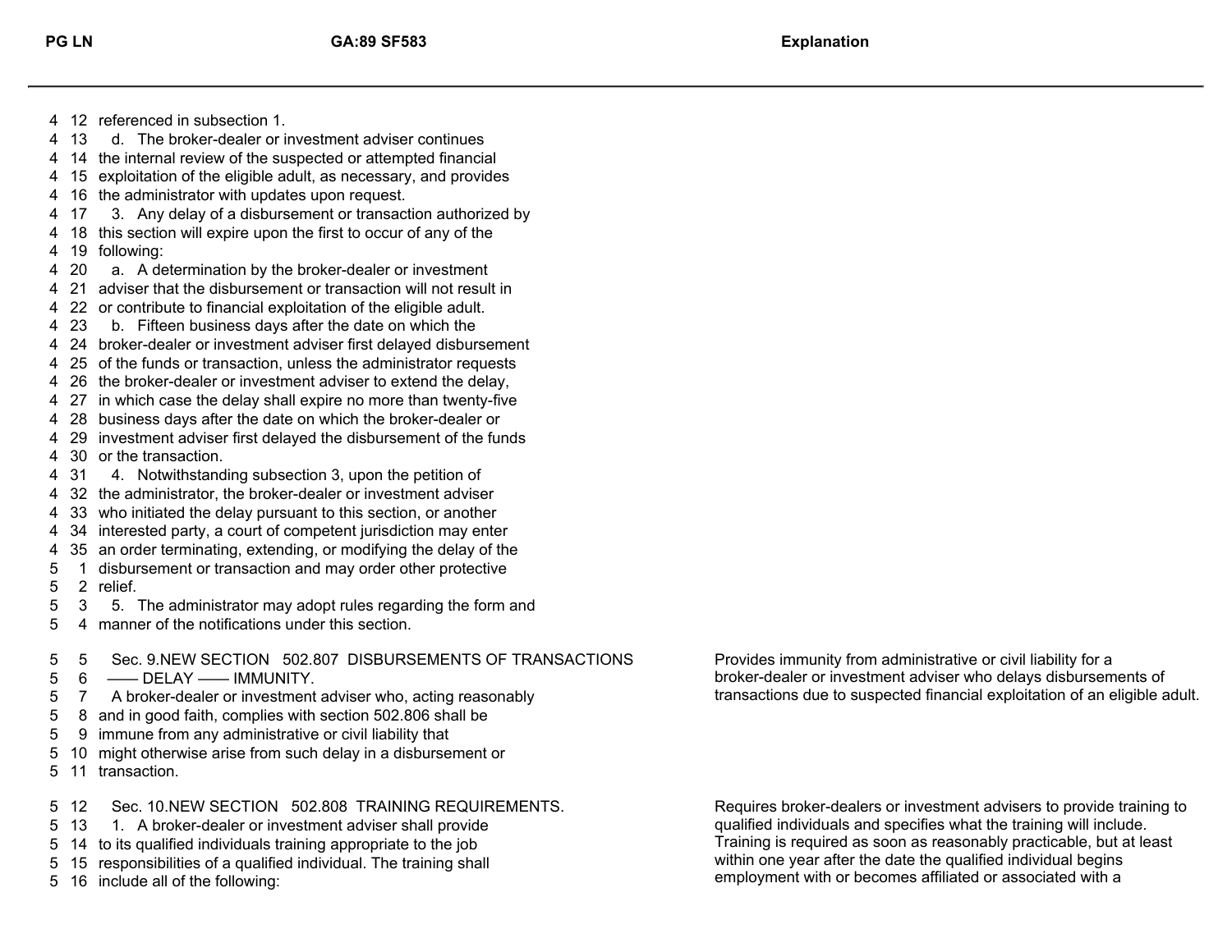| PG | LN | GA:89 SF583 | Explanation |
|---|---|---|---|
| 4 | 12 | referenced in subsection 1. | |
| 4 | 13 | d. The broker-dealer or investment adviser continues | |
| 4 | 14 | the internal review of the suspected or attempted financial | |
| 4 | 15 | exploitation of the eligible adult, as necessary, and provides | |
| 4 | 16 | the administrator with updates upon request. | |
| 4 | 17 | 3. Any delay of a disbursement or transaction authorized by | |
| 4 | 18 | this section will expire upon the first to occur of any of the | |
| 4 | 19 | following: | |
| 4 | 20 | a. A determination by the broker-dealer or investment | |
| 4 | 21 | adviser that the disbursement or transaction will not result in | |
| 4 | 22 | or contribute to financial exploitation of the eligible adult. | |
| 4 | 23 | b. Fifteen business days after the date on which the | |
| 4 | 24 | broker-dealer or investment adviser first delayed disbursement | |
| 4 | 25 | of the funds or transaction, unless the administrator requests | |
| 4 | 26 | the broker-dealer or investment adviser to extend the delay, | |
| 4 | 27 | in which case the delay shall expire no more than twenty-five | |
| 4 | 28 | business days after the date on which the broker-dealer or | |
| 4 | 29 | investment adviser first delayed the disbursement of the funds | |
| 4 | 30 | or the transaction. | |
| 4 | 31 | 4. Notwithstanding subsection 3, upon the petition of | |
| 4 | 32 | the administrator, the broker-dealer or investment adviser | |
| 4 | 33 | who initiated the delay pursuant to this section, or another | |
| 4 | 34 | interested party, a court of competent jurisdiction may enter | |
| 4 | 35 | an order terminating, extending, or modifying the delay of the | |
| 5 | 1 | disbursement or transaction and may order other protective | |
| 5 | 2 | relief. | |
| 5 | 3 | 5. The administrator may adopt rules regarding the form and | |
| 5 | 4 | manner of the notifications under this section. | |
| 5 | 5 | Sec. 9.NEW SECTION 502.807 DISBURSEMENTS OF TRANSACTIONS | Provides immunity from administrative or civil liability for a broker-dealer or investment adviser who delays disbursements of transactions due to suspected financial exploitation of an eligible adult. |
| 5 | 6 | —— DELAY —— IMMUNITY. | |
| 5 | 7 | A broker-dealer or investment adviser who, acting reasonably | |
| 5 | 8 | and in good faith, complies with section 502.806 shall be | |
| 5 | 9 | immune from any administrative or civil liability that | |
| 5 | 10 | might otherwise arise from such delay in a disbursement or | |
| 5 | 11 | transaction. | |
| 5 | 12 | Sec. 10.NEW SECTION 502.808 TRAINING REQUIREMENTS. | Requires broker-dealers or investment advisers to provide training to qualified individuals and specifies what the training will include. Training is required as soon as reasonably practicable, but at least within one year after the date the qualified individual begins employment with or becomes affiliated or associated with a |
| 5 | 13 | 1. A broker-dealer or investment adviser shall provide | |
| 5 | 14 | to its qualified individuals training appropriate to the job | |
| 5 | 15 | responsibilities of a qualified individual. The training shall | |
| 5 | 16 | include all of the following: | |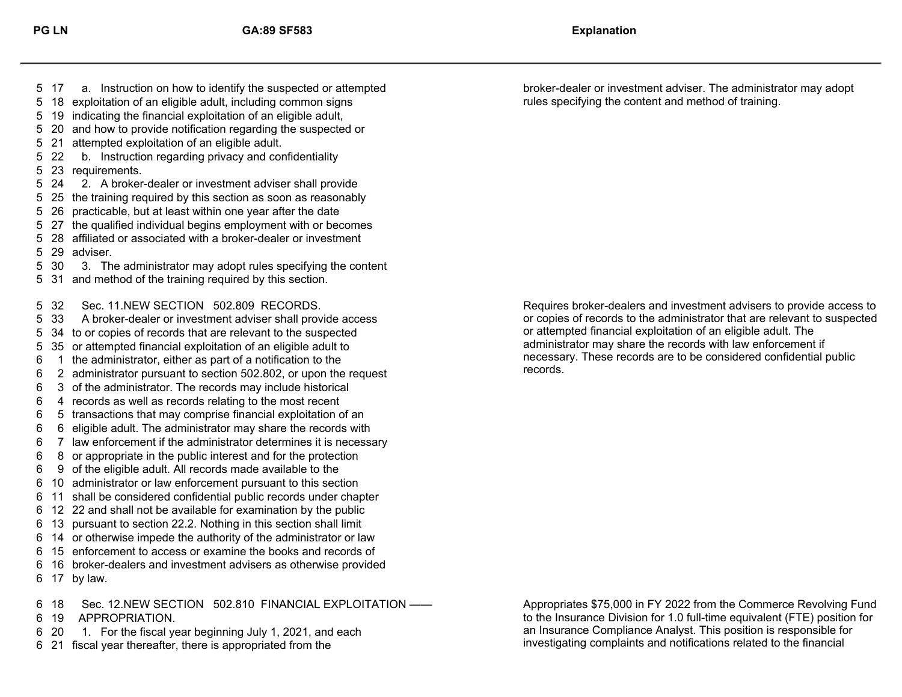| PG LN | GA:89 SF583 | Explanation |
| --- | --- | --- |
| 5 17 | a. Instruction on how to identify the suspected or attempted | broker-dealer or investment adviser. The administrator may adopt |
| 5 18 | exploitation of an eligible adult, including common signs | rules specifying the content and method of training. |
| 5 19 | indicating the financial exploitation of an eligible adult, | |
| 5 20 | and how to provide notification regarding the suspected or | |
| 5 21 | attempted exploitation of an eligible adult. | |
| 5 22 | b. Instruction regarding privacy and confidentiality | |
| 5 23 | requirements. | |
| 5 24 | 2. A broker-dealer or investment adviser shall provide | |
| 5 25 | the training required by this section as soon as reasonably | |
| 5 26 | practicable, but at least within one year after the date | |
| 5 27 | the qualified individual begins employment with or becomes | |
| 5 28 | affiliated or associated with a broker-dealer or investment | |
| 5 29 | adviser. | |
| 5 30 | 3. The administrator may adopt rules specifying the content | |
| 5 31 | and method of the training required by this section. | |
| 5 32 | Sec. 11.NEW SECTION 502.809 RECORDS. | Requires broker-dealers and investment advisers to provide access to |
| 5 33 | A broker-dealer or investment adviser shall provide access | or copies of records to the administrator that are relevant to suspected |
| 5 34 | to or copies of records that are relevant to the suspected | or attempted financial exploitation of an eligible adult. The |
| 5 35 | or attempted financial exploitation of an eligible adult to | administrator may share the records with law enforcement if |
| 6 1 | the administrator, either as part of a notification to the | necessary. These records are to be considered confidential public |
| 6 2 | administrator pursuant to section 502.802, or upon the request | records. |
| 6 3 | of the administrator. The records may include historical | |
| 6 4 | records as well as records relating to the most recent | |
| 6 5 | transactions that may comprise financial exploitation of an | |
| 6 6 | eligible adult. The administrator may share the records with | |
| 6 7 | law enforcement if the administrator determines it is necessary | |
| 6 8 | or appropriate in the public interest and for the protection | |
| 6 9 | of the eligible adult. All records made available to the | |
| 6 10 | administrator or law enforcement pursuant to this section | |
| 6 11 | shall be considered confidential public records under chapter | |
| 6 12 | 22 and shall not be available for examination by the public | |
| 6 13 | pursuant to section 22.2. Nothing in this section shall limit | |
| 6 14 | or otherwise impede the authority of the administrator or law | |
| 6 15 | enforcement to access or examine the books and records of | |
| 6 16 | broker-dealers and investment advisers as otherwise provided | |
| 6 17 | by law. | |
| 6 18 | Sec. 12.NEW SECTION 502.810 FINANCIAL EXPLOITATION —— | Appropriates $75,000 in FY 2022 from the Commerce Revolving Fund |
| 6 19 | APPROPRIATION. | to the Insurance Division for 1.0 full-time equivalent (FTE) position for |
| 6 20 | 1. For the fiscal year beginning July 1, 2021, and each | an Insurance Compliance Analyst. This position is responsible for |
| 6 21 | fiscal year thereafter, there is appropriated from the | investigating complaints and notifications related to the financial |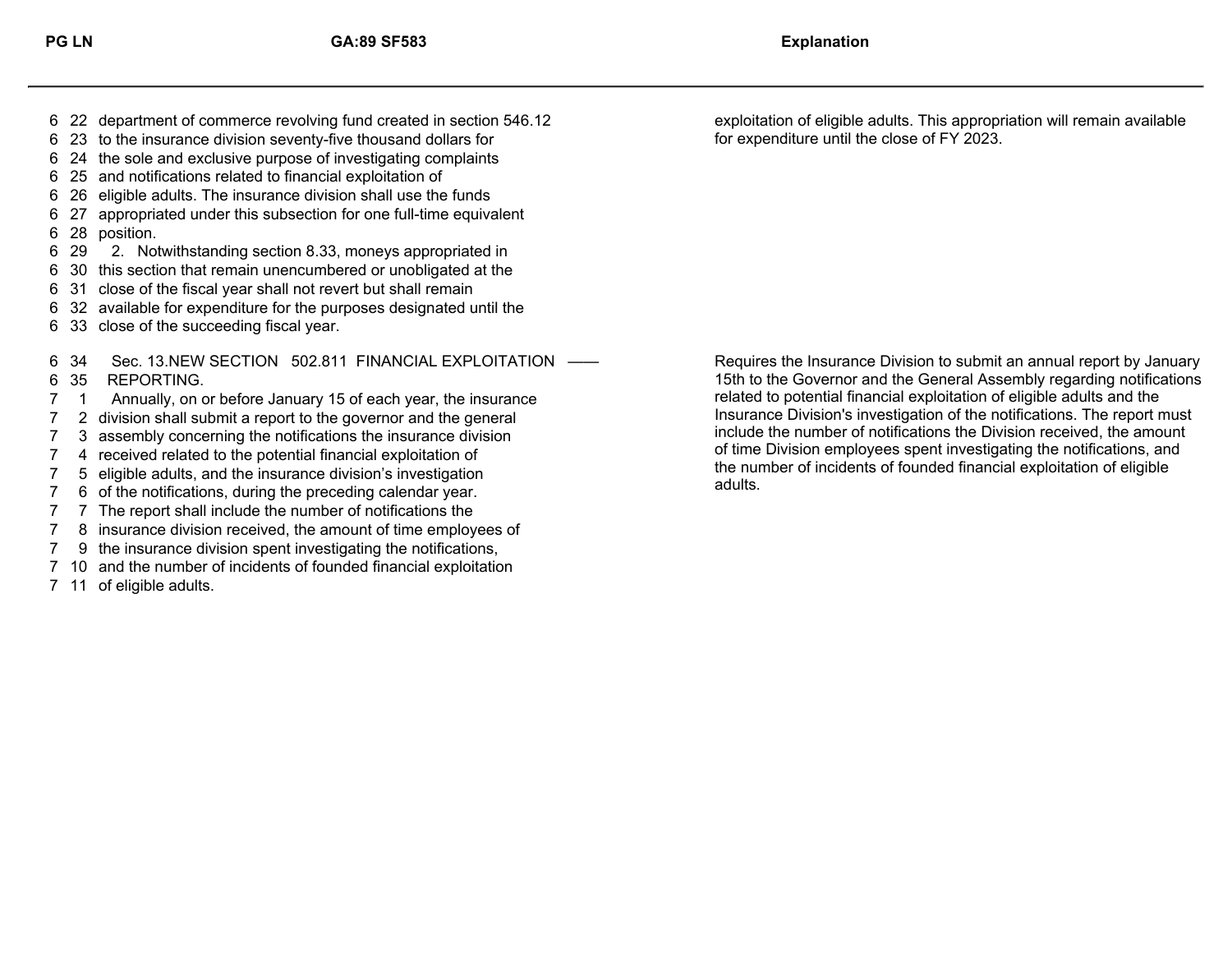| PG LN | GA:89 SF583 | Explanation |
|---|---|---|
| 6 22 | department of commerce revolving fund created in section 546.12 | exploitation of eligible adults. This appropriation will remain available for expenditure until the close of FY 2023. |
| 6 23 | to the insurance division seventy-five thousand dollars for | |
| 6 24 | the sole and exclusive purpose of investigating complaints | |
| 6 25 | and notifications related to financial exploitation of | |
| 6 26 | eligible adults. The insurance division shall use the funds | |
| 6 27 | appropriated under this subsection for one full-time equivalent | |
| 6 28 | position. | |
| 6 29 | 2. Notwithstanding section 8.33, moneys appropriated in | |
| 6 30 | this section that remain unencumbered or unobligated at the | |
| 6 31 | close of the fiscal year shall not revert but shall remain | |
| 6 32 | available for expenditure for the purposes designated until the | |
| 6 33 | close of the succeeding fiscal year. | |
| 6 34 | Sec. 13.NEW SECTION 502.811 FINANCIAL EXPLOITATION —— | Requires the Insurance Division to submit an annual report by January 15th to the Governor and the General Assembly regarding notifications related to potential financial exploitation of eligible adults and the Insurance Division's investigation of the notifications. The report must include the number of notifications the Division received, the amount of time Division employees spent investigating the notifications, and the number of incidents of founded financial exploitation of eligible adults. |
| 6 35 | REPORTING. | |
| 7 1 | Annually, on or before January 15 of each year, the insurance | |
| 7 2 | division shall submit a report to the governor and the general | |
| 7 3 | assembly concerning the notifications the insurance division | |
| 7 4 | received related to the potential financial exploitation of | |
| 7 5 | eligible adults, and the insurance division's investigation | |
| 7 6 | of the notifications, during the preceding calendar year. | |
| 7 7 | The report shall include the number of notifications the | |
| 7 8 | insurance division received, the amount of time employees of | |
| 7 9 | the insurance division spent investigating the notifications, | |
| 7 10 | and the number of incidents of founded financial exploitation | |
| 7 11 | of eligible adults. | |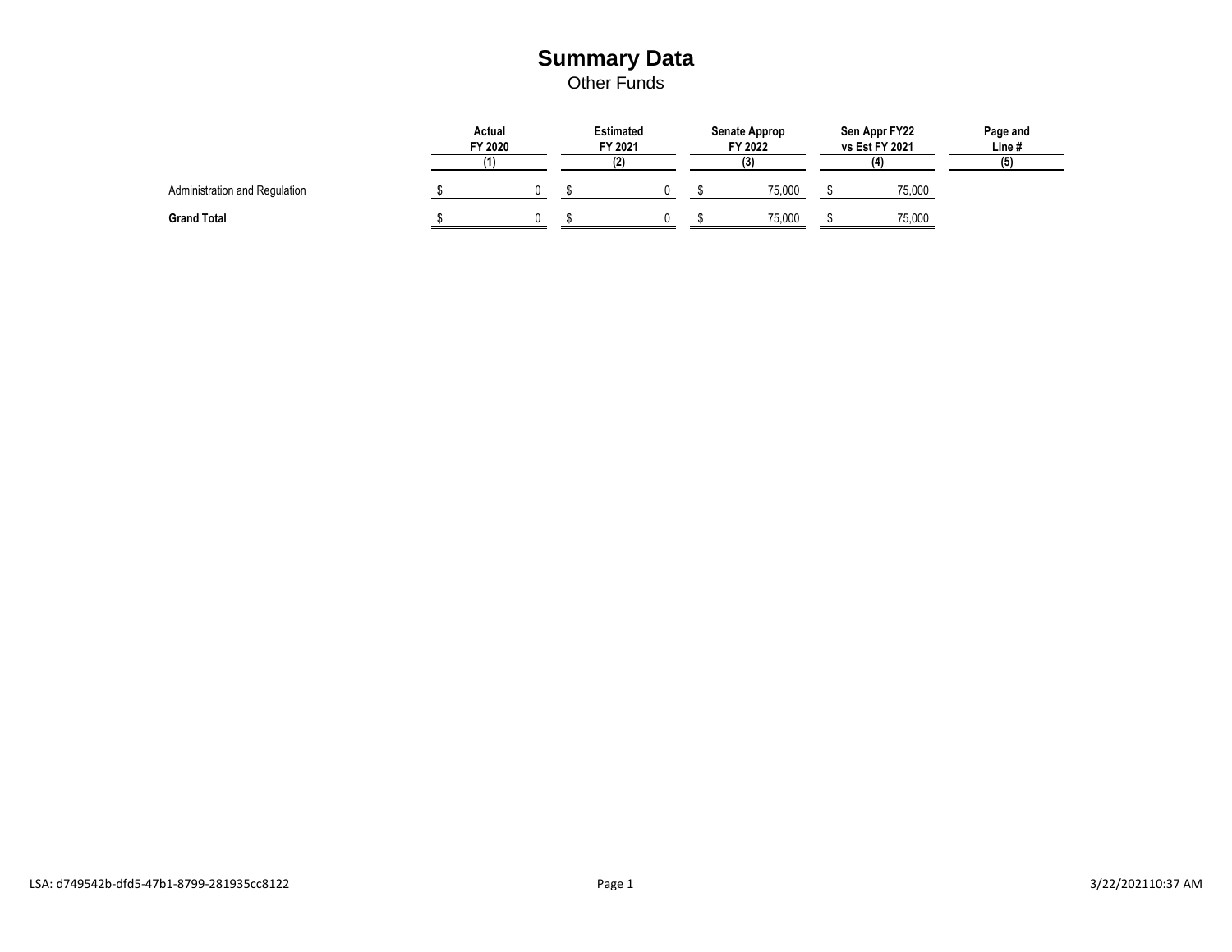# Summary Data

Other Funds

| | Actual FY 2020 (1) | Estimated FY 2021 (2) | Senate Approp FY 2022 (3) | Sen Appr FY22 vs Est FY 2021 (4) | Page and Line # (5) |
|---|---|---|---|---|---|
| Administration and Regulation | $ 0 | $ 0 | $ 75,000 | $ 75,000 | |
| **Grand Total** | $ 0 | $ 0 | $ 75,000 | $ 75,000 | |

LSA: d749542b-dfd5-47b1-8799-281935cc8122 3/22/202110:37 AM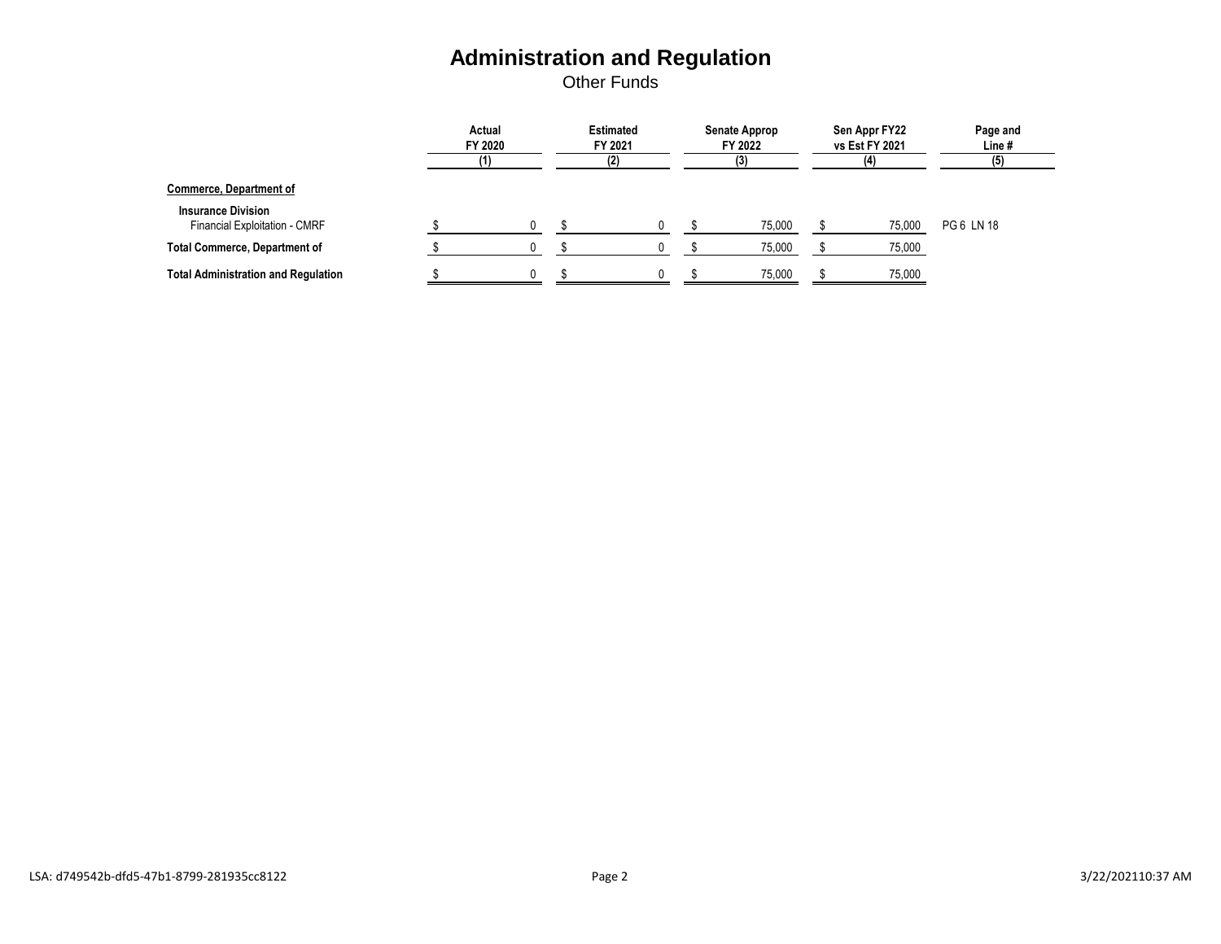# Administration and Regulation

Other Funds

| | Actual FY 2020 (1) | Estimated FY 2021 (2) | Senate Approp FY 2022 (3) | Sen Appr FY22 vs Est FY 2021 (4) | Page and Line # (5) |
|---|---|---|---|---|---|
| **Commerce, Department of** | | | | | |
| **Insurance Division** | | | | | |
| Financial Exploitation - CMRF | $ 0 | $ 0 | $ 75,000 | $ 75,000 | PG 6 LN 18 |
| **Total Commerce, Department of** | $ 0 | $ 0 | $ 75,000 | $ 75,000 | |
| **Total Administration and Regulation** | $ 0 | $ 0 | $ 75,000 | $ 75,000 | |

LSA: d749542b-dfd5-47b1-8799-281935cc8122

3/22/202110:37 AM